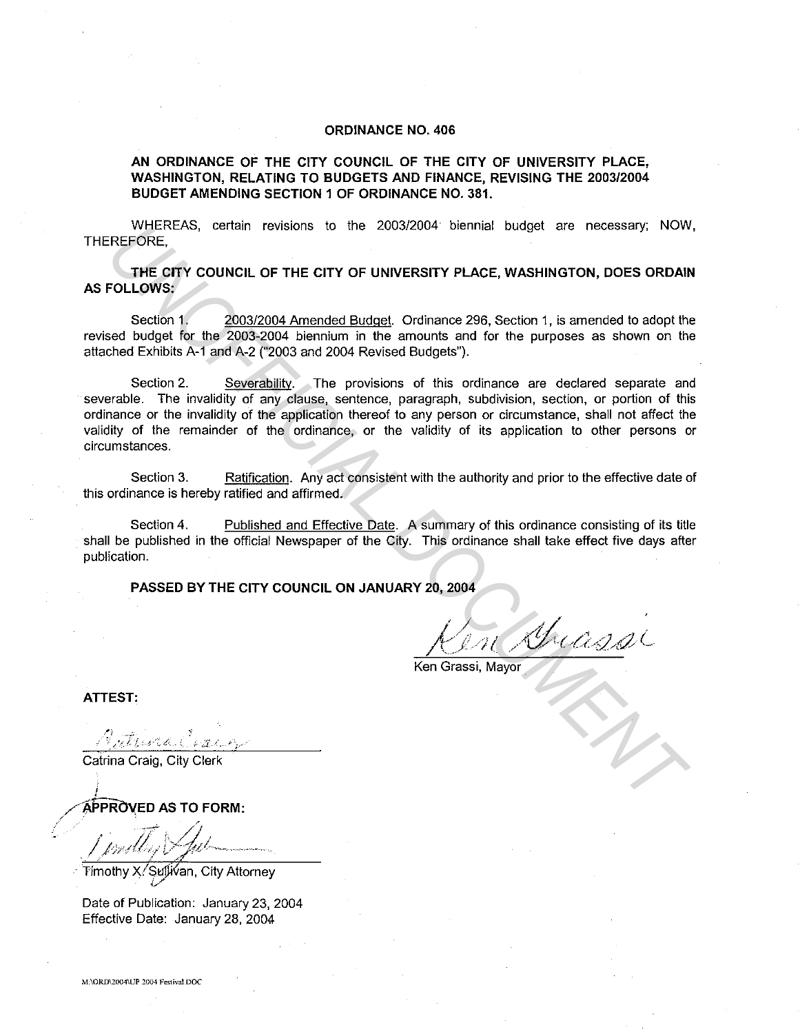# ORDINANCE NO. 406

## AN ORDINANCE OF THE CITY COUNCIL OF THE CITY OF UNIVERSITY PLACE, WASHINGTON, RELATING TO BUDGETS AND FINANCE, REVISING THE 2003/2004 BUDGET AMENDING SECTION 1 OF ORDINANCE NO. 381.

WHEREAS, certain revisions to the 2003/2004 biennial budget are necessary; NOW, THEREFORE,

**THE CITY COUNCIL OF THE CITY OF UNIVERSITY PLACE, WASHINGTON, DOES ORDAIN AS FOLLOWS:**

Section 1. 2003/2004 Amended Budget. Ordinance 296, Section 1, is amended to adopt the revised budget for the 2003-2004 biennium in the amounts and for the purposes as shown on the attached Exhibits A-1 and A-2 ("2003 and 2004 Revised Budgets").

Section 2. Severability. The provisions of this ordinance are declared separate and severable. The invalidity of any clause, sentence, paragraph, subdivision, section, or portion of this ordinance or the invalidity of the application thereof to any person or circumstance, shall not affect the validity of the remainder of the ordinance, or the validity of its application to other persons or circumstances.

Section 3. Ratification. Any act consistent with the authority and prior to the effective date of this ordinance is hereby ratified and affirmed.

Section 4. Published and Effective Date. A summary of this ordinance consisting of its title shall be published in the official Newspaper of the City. This ordinance shall take effect five days after publication.

**PASSED BY THE CITY COUNCIL ON JANUARY 20, 2004**

Ken Grassi, Mayor

**ATTEST:**

Catrina Craig, City Clerk

**APPROVED AS TO FORM:**

Timothy X. Sullivan, City Attorney

Date of Publication: January 23, 2004
Effective Date: January 28, 2004

M:\ORD\2004\UP 2004 Festival.DOC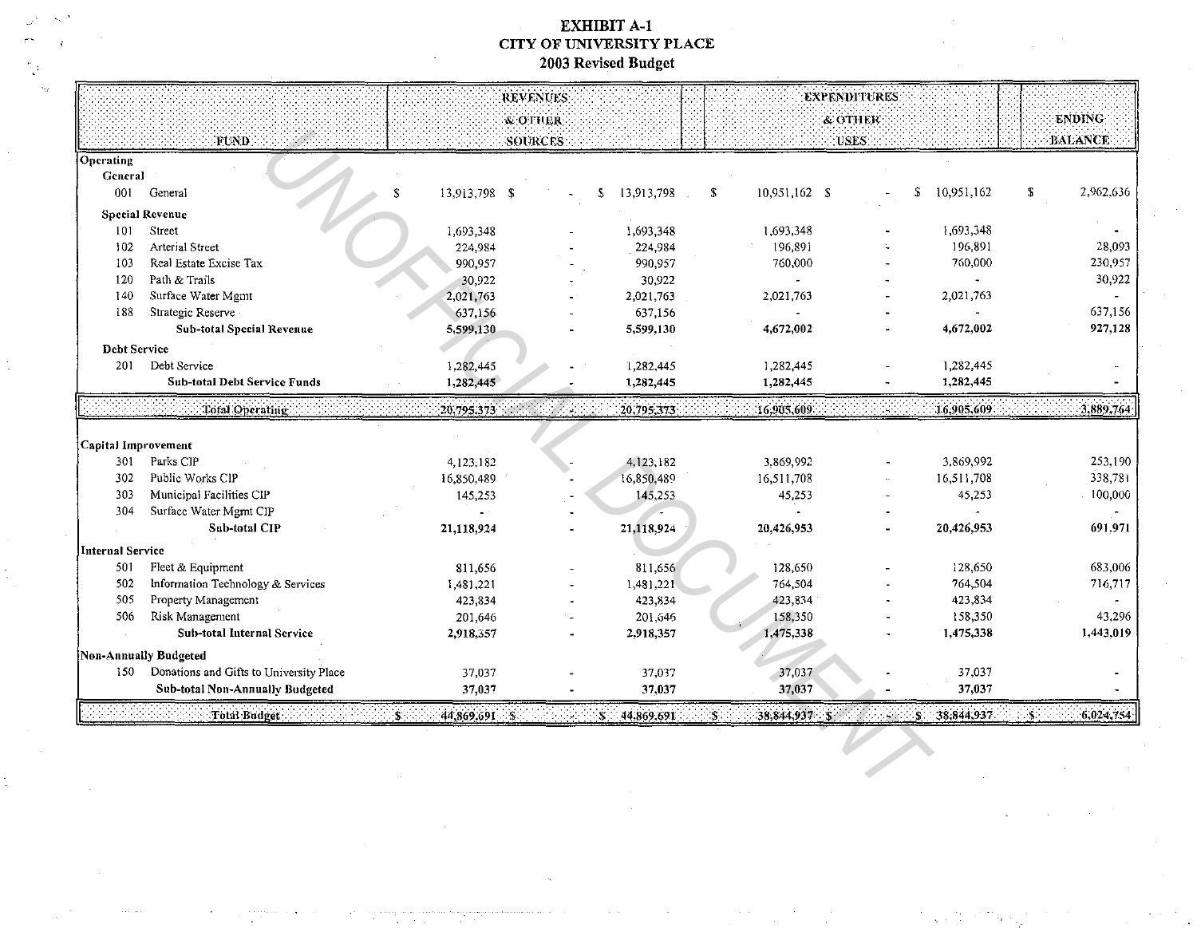# EXHIBIT A-1
## CITY OF UNIVERSITY PLACE
### 2003 Revised Budget

| FUND | | REVENUES & OTHER SOURCES | | | EXPENDITURES & OTHER USES | | | ENDING BALANCE |
|---|---|---|---|---|---|---|---|---|
| **Operating** | | | | | | | | |
| **General** | | | | | | | | |
| 001 | General | $ 13,913,798 | $ - | $ 13,913,798 | $ 10,951,162 | $ - | $ 10,951,162 | $ 2,962,636 |
| **Special Revenue** | | | | | | | | |
| 101 | Street | 1,693,348 | - | 1,693,348 | 1,693,348 | - | 1,693,348 | - |
| 102 | Arterial Street | 224,984 | - | 224,984 | 196,891 | - | 196,891 | 28,093 |
| 103 | Real Estate Excise Tax | 990,957 | - | 990,957 | 760,000 | - | 760,000 | 230,957 |
| 120 | Path & Trails | 30,922 | - | 30,922 | - | - | - | 30,922 |
| 140 | Surface Water Mgmt | 2,021,763 | - | 2,021,763 | 2,021,763 | - | 2,021,763 | - |
| 188 | Strategic Reserve | 637,156 | - | 637,156 | - | - | - | 637,156 |
| | **Sub-total Special Revenue** | **5,599,130** | **-** | **5,599,130** | **4,672,002** | **-** | **4,672,002** | **927,128** |
| **Debt Service** | | | | | | | | |
| 201 | Debt Service | 1,282,445 | - | 1,282,445 | 1,282,445 | - | 1,282,445 | - |
| | **Sub-total Debt Service Funds** | **1,282,445** | **-** | **1,282,445** | **1,282,445** | **-** | **1,282,445** | **-** |
| | **Total Operating** | **20,795,373** | **-** | **20,795,373** | **16,905,609** | **-** | **16,905,609** | **3,889,764** |
| **Capital Improvement** | | | | | | | | |
| 301 | Parks CIP | 4,123,182 | - | 4,123,182 | 3,869,992 | - | 3,869,992 | 253,190 |
| 302 | Public Works CIP | 16,850,489 | - | 16,850,489 | 16,511,708 | - | 16,511,708 | 338,781 |
| 303 | Municipal Facilities CIP | 145,253 | - | 145,253 | 45,253 | - | 45,253 | 100,000 |
| 304 | Surface Water Mgmt CIP | - | - | - | - | - | - | - |
| | **Sub-total CIP** | **21,118,924** | **-** | **21,118,924** | **20,426,953** | **-** | **20,426,953** | **691,971** |
| **Internal Service** | | | | | | | | |
| 501 | Fleet & Equipment | 811,656 | - | 811,656 | 128,650 | - | 128,650 | 683,006 |
| 502 | Information Technology & Services | 1,481,221 | - | 1,481,221 | 764,504 | - | 764,504 | 716,717 |
| 505 | Property Management | 423,834 | - | 423,834 | 423,834 | - | 423,834 | - |
| 506 | Risk Management | 201,646 | - | 201,646 | 158,350 | - | 158,350 | 43,296 |
| | **Sub-total Internal Service** | **2,918,357** | **-** | **2,918,357** | **1,475,338** | **-** | **1,475,338** | **1,443,019** |
| **Non-Annually Budgeted** | | | | | | | | |
| 150 | Donations and Gifts to University Place | 37,037 | - | 37,037 | 37,037 | - | 37,037 | - |
| | **Sub-total Non-Annually Budgeted** | **37,037** | **-** | **37,037** | **37,037** | **-** | **37,037** | **-** |
| | **Total Budget** | **$ 44,869,691** | **$ -** | **$ 44,869,691** | **$ 38,844,937** | **$ -** | **$ 38,844,937** | **$ 6,024,754** |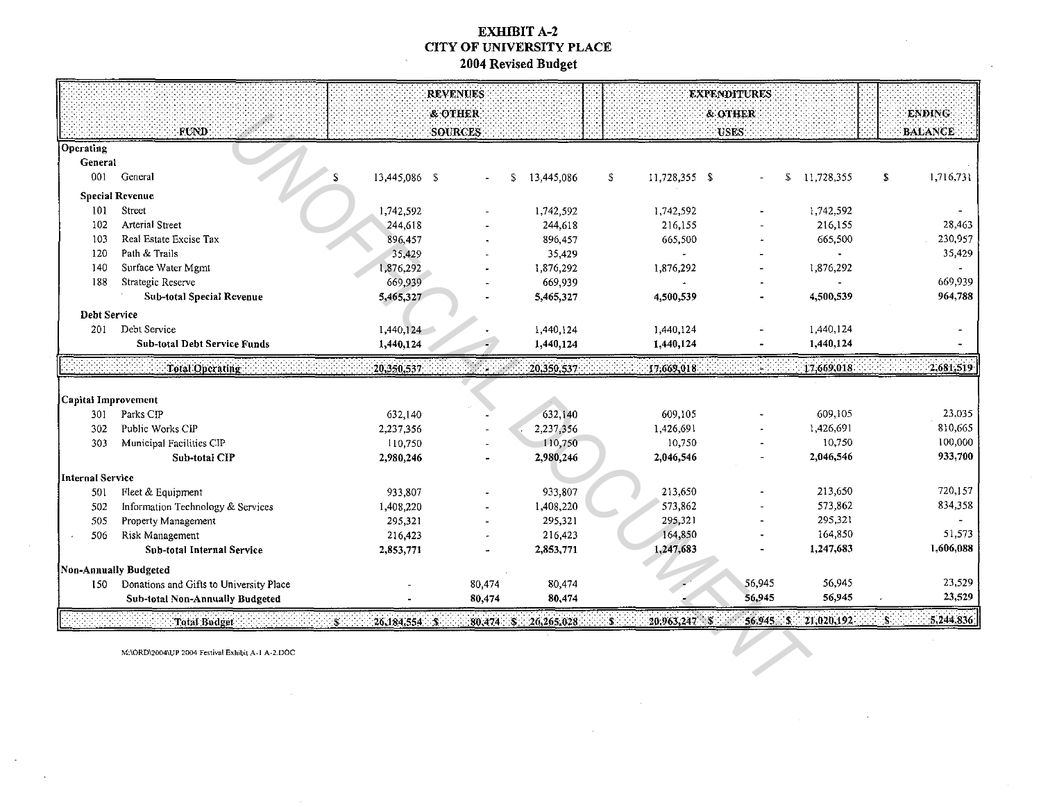**EXHIBIT A-2**
**CITY OF UNIVERSITY PLACE**
**2004 Revised Budget**

| FUND | REVENUES & OTHER SOURCES | | | EXPENDITURES & OTHER USES | | | ENDING BALANCE |
|---|---|---|---|---|---|---|---|
| **Operating** | | | | | | | |
| **General** | | | | | | | |
| 001 General | $ 13,445,086 | $ - | $ 13,445,086 | $ 11,728,355 | $ - | $ 11,728,355 | $ 1,716,731 |
| **Special Revenue** | | | | | | | |
| 101 Street | 1,742,592 | - | 1,742,592 | 1,742,592 | - | 1,742,592 | - |
| 102 Arterial Street | 244,618 | - | 244,618 | 216,155 | - | 216,155 | 28,463 |
| 103 Real Estate Excise Tax | 896,457 | - | 896,457 | 665,500 | - | 665,500 | 230,957 |
| 120 Path & Trails | 35,429 | - | 35,429 | - | - | - | 35,429 |
| 140 Surface Water Mgmt | 1,876,292 | - | 1,876,292 | 1,876,292 | - | 1,876,292 | - |
| 188 Strategic Reserve | 669,939 | - | 669,939 | - | - | - | 669,939 |
| **Sub-total Special Revenue** | **5,465,327** | **-** | **5,465,327** | **4,500,539** | **-** | **4,500,539** | **964,788** |
| **Debt Service** | | | | | | | |
| 201 Debt Service | 1,440,124 | - | 1,440,124 | 1,440,124 | - | 1,440,124 | - |
| **Sub-total Debt Service Funds** | **1,440,124** | **-** | **1,440,124** | **1,440,124** | **-** | **1,440,124** | **-** |
| **Total Operating** | **20,350,537** | **-** | **20,350,537** | **17,669,018** | **-** | **17,669,018** | **2,681,519** |
| **Capital Improvement** | | | | | | | |
| 301 Parks CIP | 632,140 | - | 632,140 | 609,105 | - | 609,105 | 23,035 |
| 302 Public Works CIP | 2,237,356 | - | 2,237,356 | 1,426,691 | - | 1,426,691 | 810,665 |
| 303 Municipal Facilities CIP | 110,750 | - | 110,750 | 10,750 | - | 10,750 | 100,000 |
| **Sub-total CIP** | **2,980,246** | **-** | **2,980,246** | **2,046,546** | **-** | **2,046,546** | **933,700** |
| **Internal Service** | | | | | | | |
| 501 Fleet & Equipment | 933,807 | - | 933,807 | 213,650 | - | 213,650 | 720,157 |
| 502 Information Technology & Services | 1,408,220 | - | 1,408,220 | 573,862 | - | 573,862 | 834,358 |
| 505 Property Management | 295,321 | - | 295,321 | 295,321 | - | 295,321 | - |
| 506 Risk Management | 216,423 | - | 216,423 | 164,850 | - | 164,850 | 51,573 |
| **Sub-total Internal Service** | **2,853,771** | **-** | **2,853,771** | **1,247,683** | **-** | **1,247,683** | **1,606,088** |
| **Non-Annually Budgeted** | | | | | | | |
| 150 Donations and Gifts to University Place | - | 80,474 | 80,474 | - | 56,945 | 56,945 | 23,529 |
| **Sub-total Non-Annually Budgeted** | **-** | **80,474** | **80,474** | **-** | **56,945** | **56,945** | **23,529** |
| **Total Budget** | **$ 26,184,554** | **$ 80,474** | **$ 26,265,028** | **$ 20,963,247** | **$ 56,945** | **$ 21,020,192** | **$ 5,244,836** |

M:\ORD\2004\UP 2004 Festival Exhibit A-1 A-2.DOC